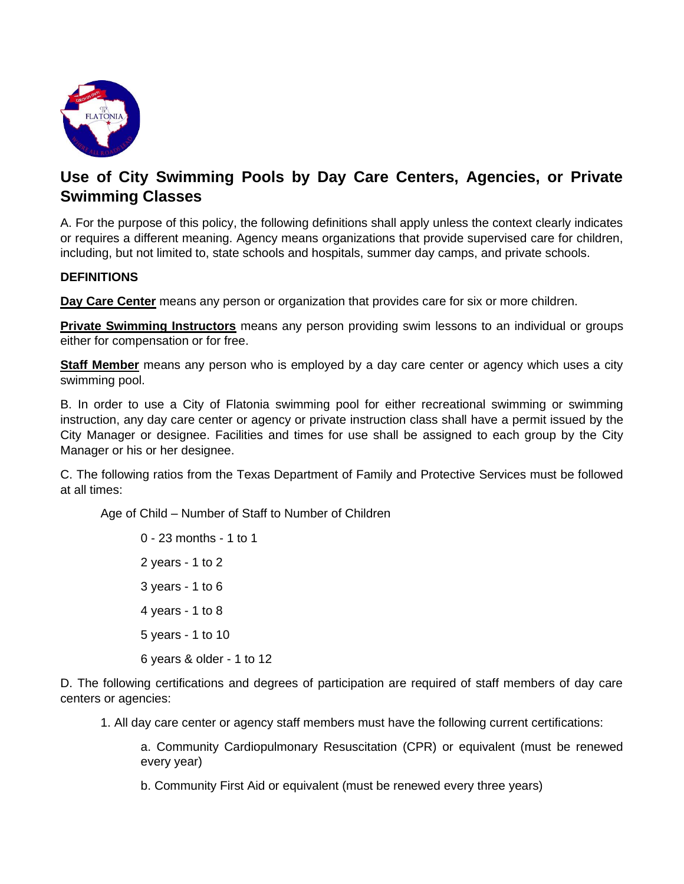# Use of City Swimming Pools by Day Care Centers, Agencies, or Private Swimming Classes

A. For the purpose of this policy, the following definitions shall apply unless the context clearly indicates or requires a different meaning. Agency means organizations that provide supervised care for children, including, but not limited to, state schools and hospitals, summer day camps, and private schools.

**DEFINITIONS**

**Day Care Center** means any person or organization that provides care for six or more children.

**Private Swimming Instructors** means any person providing swim lessons to an individual or groups either for compensation or for free.

**Staff Member** means any person who is employed by a day care center or agency which uses a city swimming pool.

B. In order to use a City of Flatonia swimming pool for either recreational swimming or swimming instruction, any day care center or agency or private instruction class shall have a permit issued by the City Manager or designee. Facilities and times for use shall be assigned to each group by the City Manager or his or her designee.

C. The following ratios from the Texas Department of Family and Protective Services must be followed at all times:

Age of Child – Number of Staff to Number of Children

- 0 - 23 months - 1 to 1
- 2 years - 1 to 2
- 3 years - 1 to 6
- 4 years - 1 to 8
- 5 years - 1 to 10
- 6 years & older - 1 to 12

D. The following certifications and degrees of participation are required of staff members of day care centers or agencies:

1. All day care center or agency staff members must have the following current certifications:

   a. Community Cardiopulmonary Resuscitation (CPR) or equivalent (must be renewed every year)

   b. Community First Aid or equivalent (must be renewed every three years)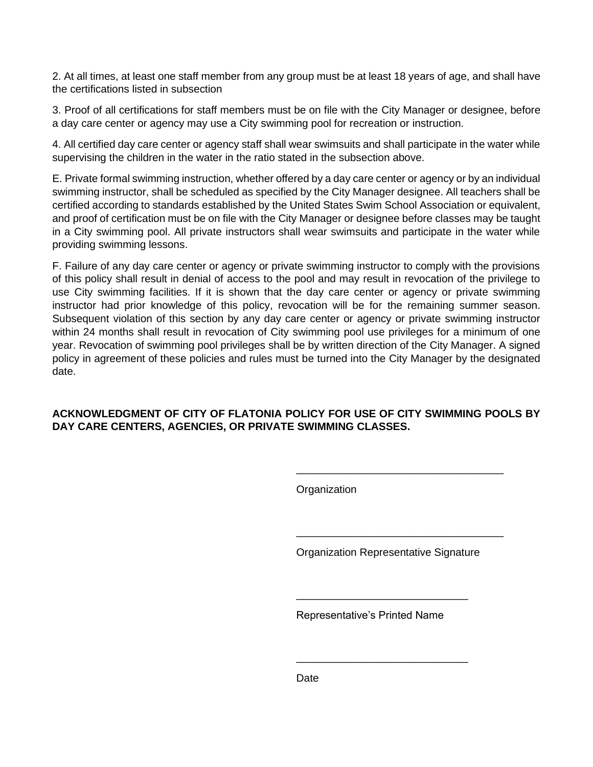2. At all times, at least one staff member from any group must be at least 18 years of age, and shall have the certifications listed in subsection

3. Proof of all certifications for staff members must be on file with the City Manager or designee, before a day care center or agency may use a City swimming pool for recreation or instruction.

4. All certified day care center or agency staff shall wear swimsuits and shall participate in the water while supervising the children in the water in the ratio stated in the subsection above.

E. Private formal swimming instruction, whether offered by a day care center or agency or by an individual swimming instructor, shall be scheduled as specified by the City Manager designee. All teachers shall be certified according to standards established by the United States Swim School Association or equivalent, and proof of certification must be on file with the City Manager or designee before classes may be taught in a City swimming pool. All private instructors shall wear swimsuits and participate in the water while providing swimming lessons.

F. Failure of any day care center or agency or private swimming instructor to comply with the provisions of this policy shall result in denial of access to the pool and may result in revocation of the privilege to use City swimming facilities. If it is shown that the day care center or agency or private swimming instructor had prior knowledge of this policy, revocation will be for the remaining summer season. Subsequent violation of this section by any day care center or agency or private swimming instructor within 24 months shall result in revocation of City swimming pool use privileges for a minimum of one year. Revocation of swimming pool privileges shall be by written direction of the City Manager. A signed policy in agreement of these policies and rules must be turned into the City Manager by the designated date.

**ACKNOWLEDGMENT OF CITY OF FLATONIA POLICY FOR USE OF CITY SWIMMING POOLS BY DAY CARE CENTERS, AGENCIES, OR PRIVATE SWIMMING CLASSES.**

___________________________________

Organization

___________________________________

Organization Representative Signature

_____________________________

Representative's Printed Name

_____________________________

Date